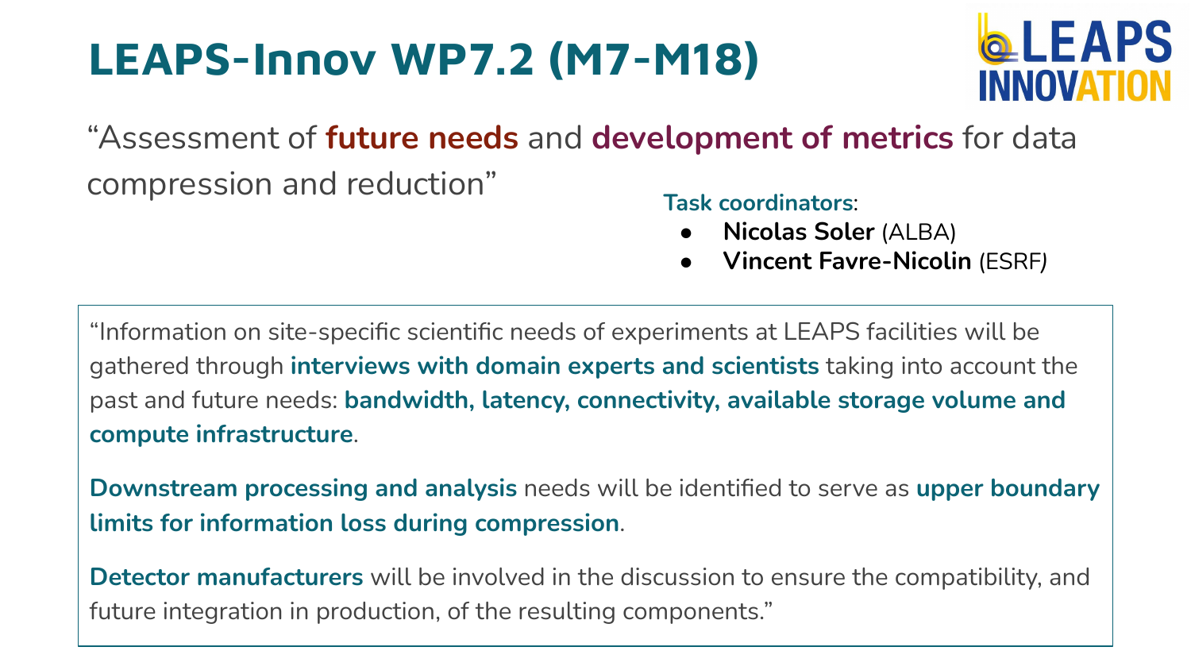# LEAPS-Innov WP7.2 (M7-M18)

“Assessment of **future needs** and **development of metrics** for data compression and reduction”

**Task coordinators**:

- **Nicolas Soler** (ALBA)
- **Vincent Favre-Nicolin** (ESRF)

> “Information on site-specific scientific needs of experiments at LEAPS facilities will be gathered through **interviews with domain experts and scientists** taking into account the past and future needs: **bandwidth, latency, connectivity, available storage volume and compute infrastructure**.
>
> **Downstream processing and analysis** needs will be identified to serve as **upper boundary limits for information loss during compression**.
>
> **Detector manufacturers** will be involved in the discussion to ensure the compatibility, and future integration in production, of the resulting components.”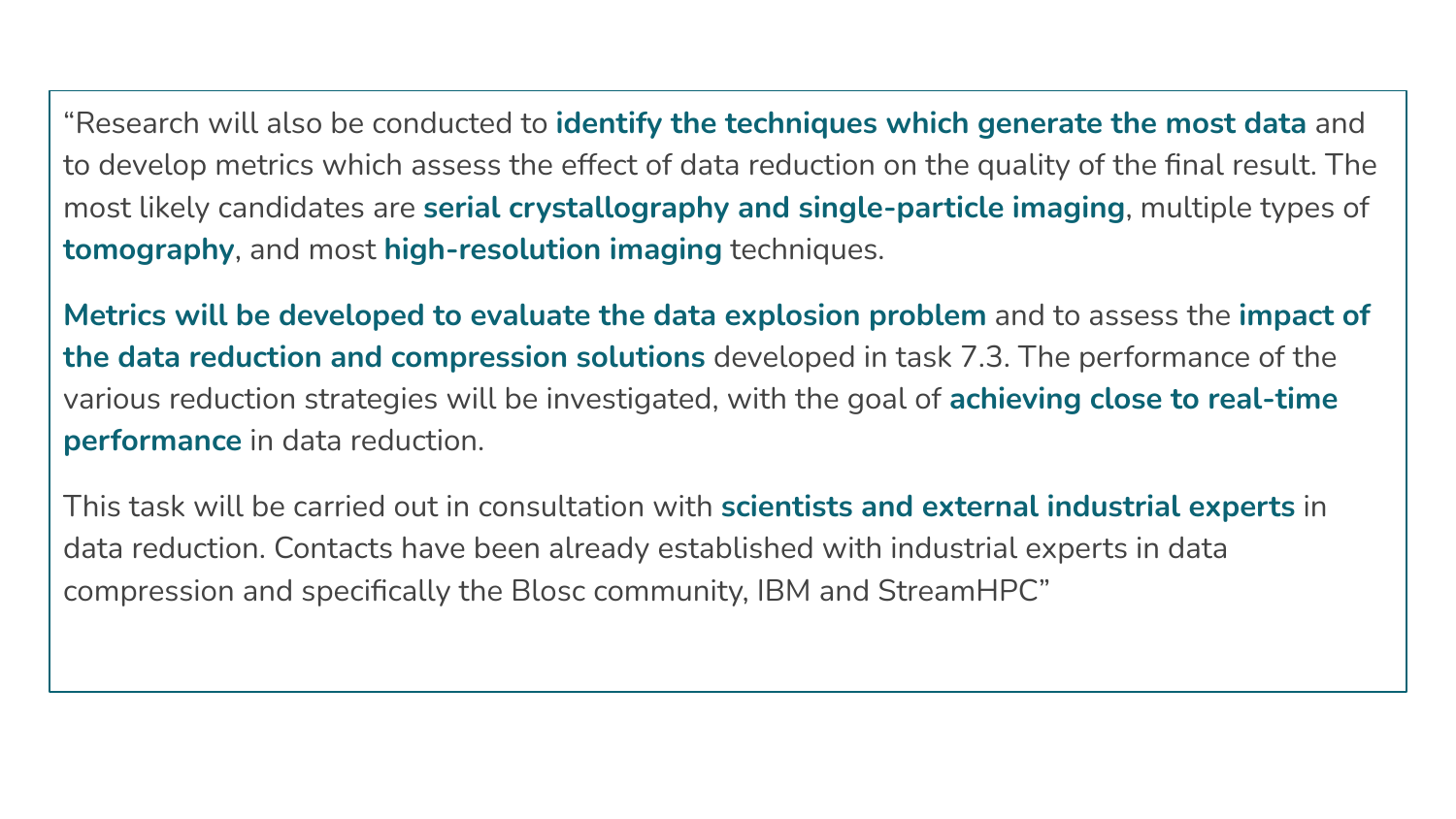"Research will also be conducted to **identify the techniques which generate the most data** and to develop metrics which assess the effect of data reduction on the quality of the final result. The most likely candidates are **serial crystallography and single-particle imaging**, multiple types of **tomography**, and most **high-resolution imaging** techniques.

**Metrics will be developed to evaluate the data explosion problem** and to assess the **impact of the data reduction and compression solutions** developed in task 7.3. The performance of the various reduction strategies will be investigated, with the goal of **achieving close to real-time performance** in data reduction.

This task will be carried out in consultation with **scientists and external industrial experts** in data reduction. Contacts have been already established with industrial experts in data compression and specifically the Blosc community, IBM and StreamHPC"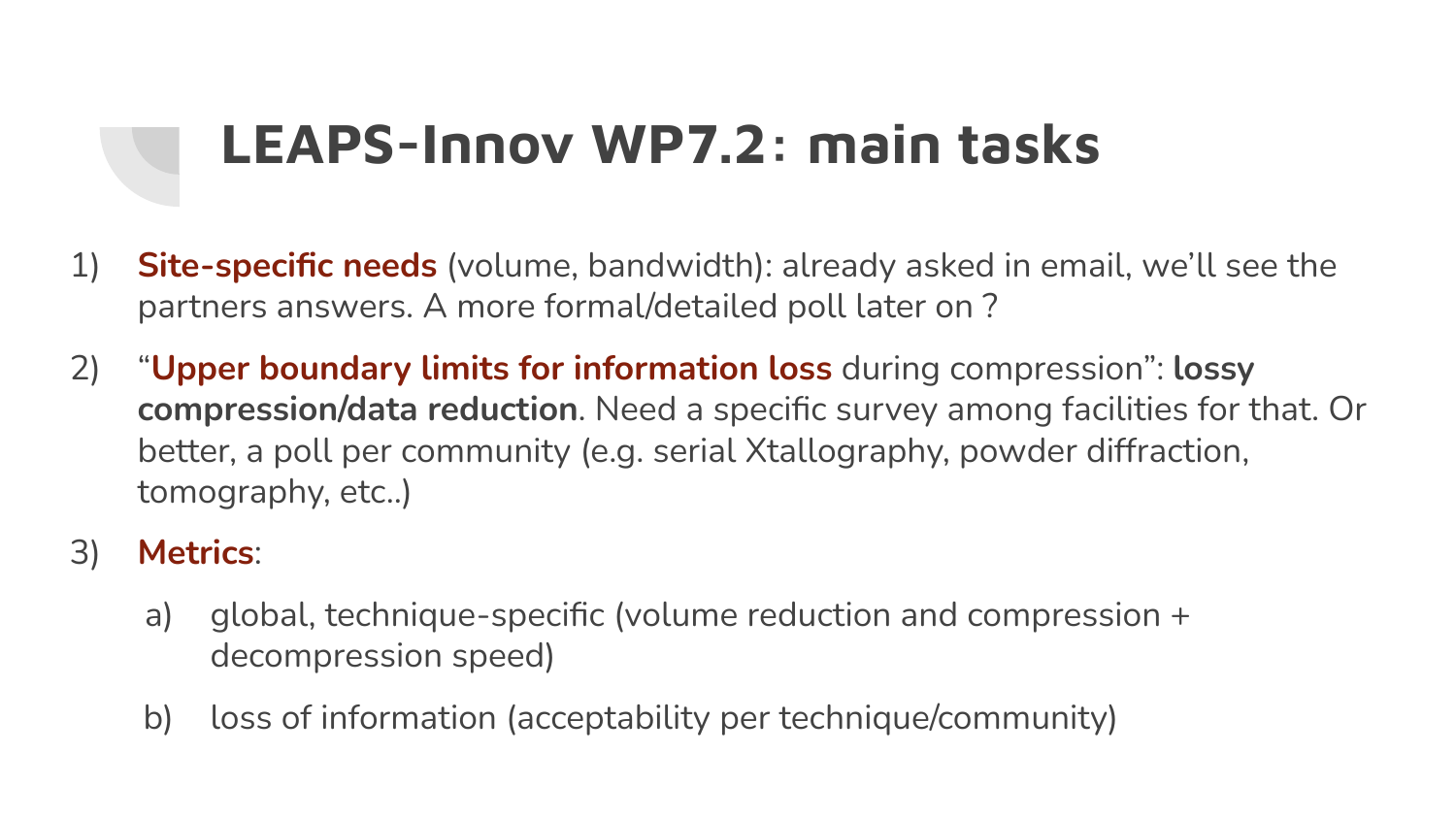# LEAPS-Innov WP7.2: main tasks

1) **Site-specific needs** (volume, bandwidth): already asked in email, we'll see the partners answers. A more formal/detailed poll later on ?
2) "**Upper boundary limits for information loss** during compression": **lossy compression/data reduction**. Need a specific survey among facilities for that. Or better, a poll per community (e.g. serial Xtallography, powder diffraction, tomography, etc..)
3) **Metrics**:
   a) global, technique-specific (volume reduction and compression + decompression speed)
   b) loss of information (acceptability per technique/community)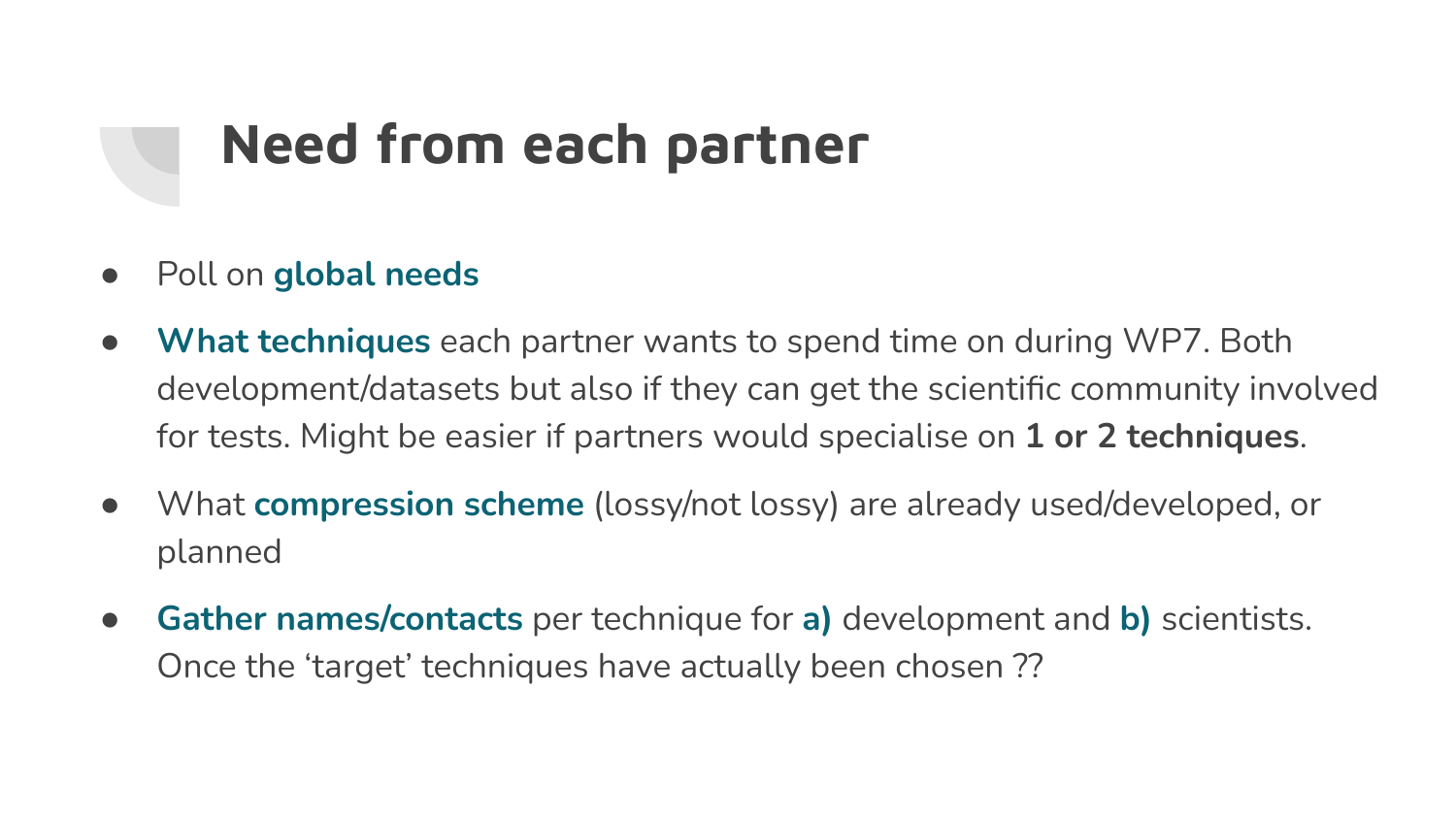# Need from each partner

- Poll on **global needs**
- **What techniques** each partner wants to spend time on during WP7. Both development/datasets but also if they can get the scientific community involved for tests. Might be easier if partners would specialise on **1 or 2 techniques**.
- What **compression scheme** (lossy/not lossy) are already used/developed, or planned
- **Gather names/contacts** per technique for **a)** development and **b)** scientists. Once the 'target' techniques have actually been chosen ??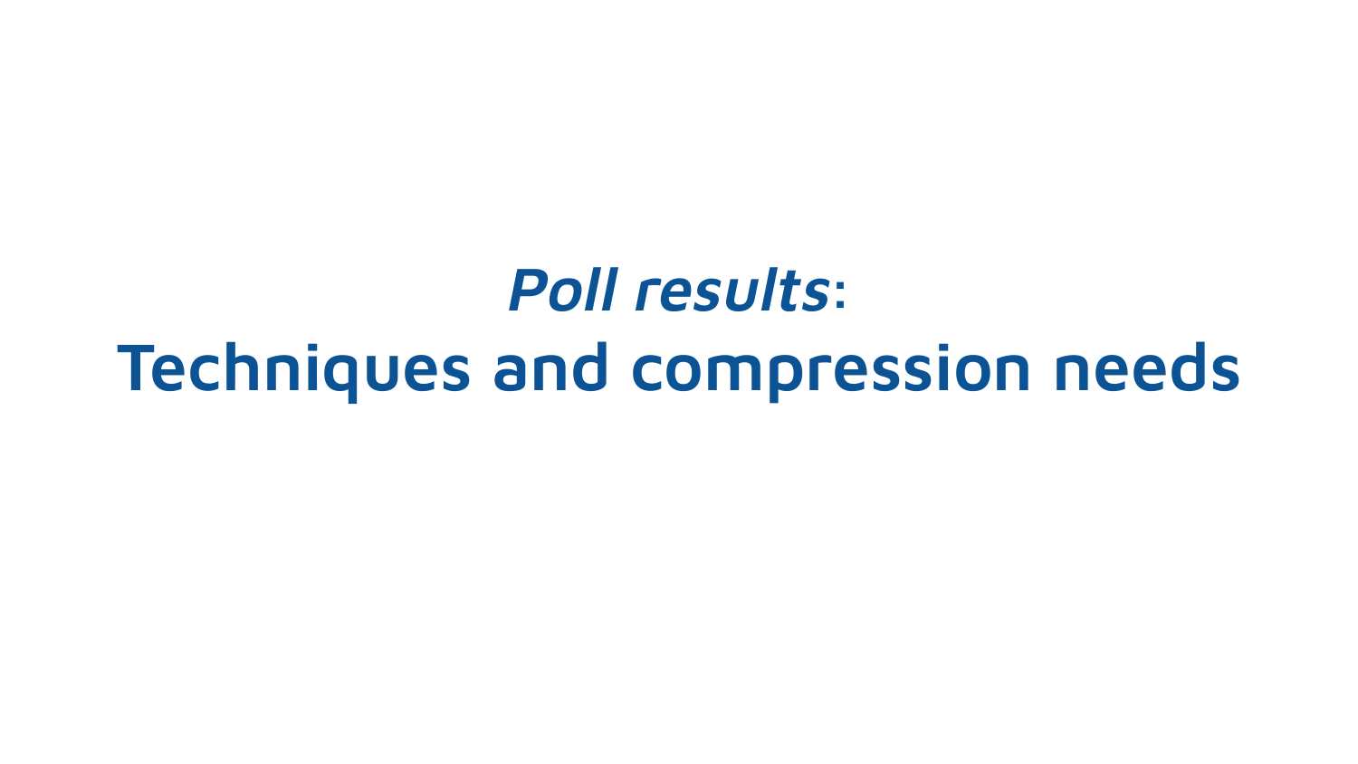# *Poll results*: Techniques and compression needs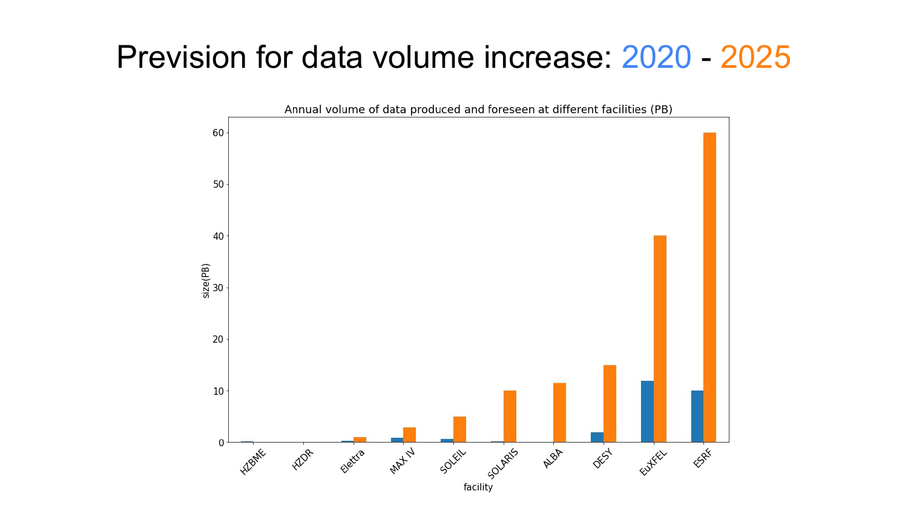# Prevision for data volume increase: 2020 - 2025

Annual volume of data produced and foreseen at different facilities (PB)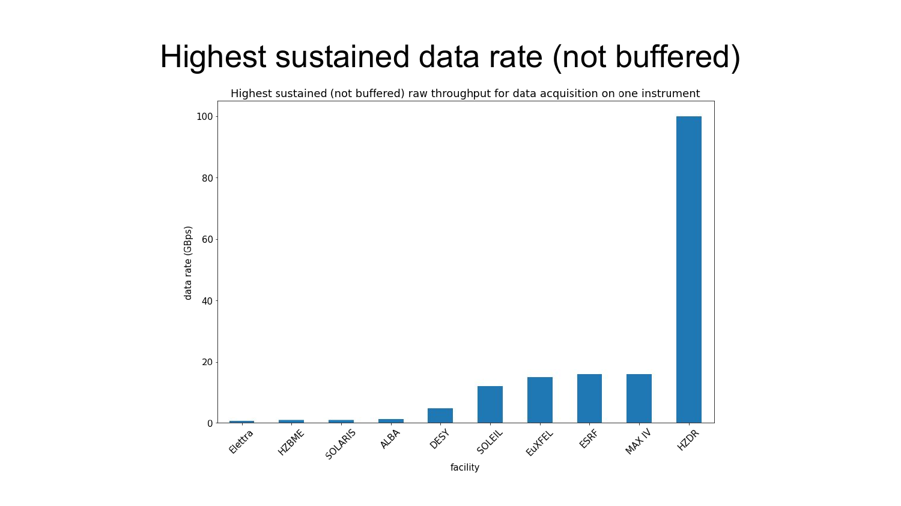# Highest sustained data rate (not buffered)

Highest sustained (not buffered) raw throughput for data acquisition on one instrument

| facility | data rate (GBps) |
|---|---|
| Elettra | ~0.5 |
| HZBME | ~1 |
| SOLARIS | ~1 |
| ALBA | ~1.2 |
| DESY | ~4.8 |
| SOLEIL | ~12 |
| EuXFEL | ~15 |
| ESRF | ~16 |
| MAX IV | ~16 |
| HZDR | ~100 |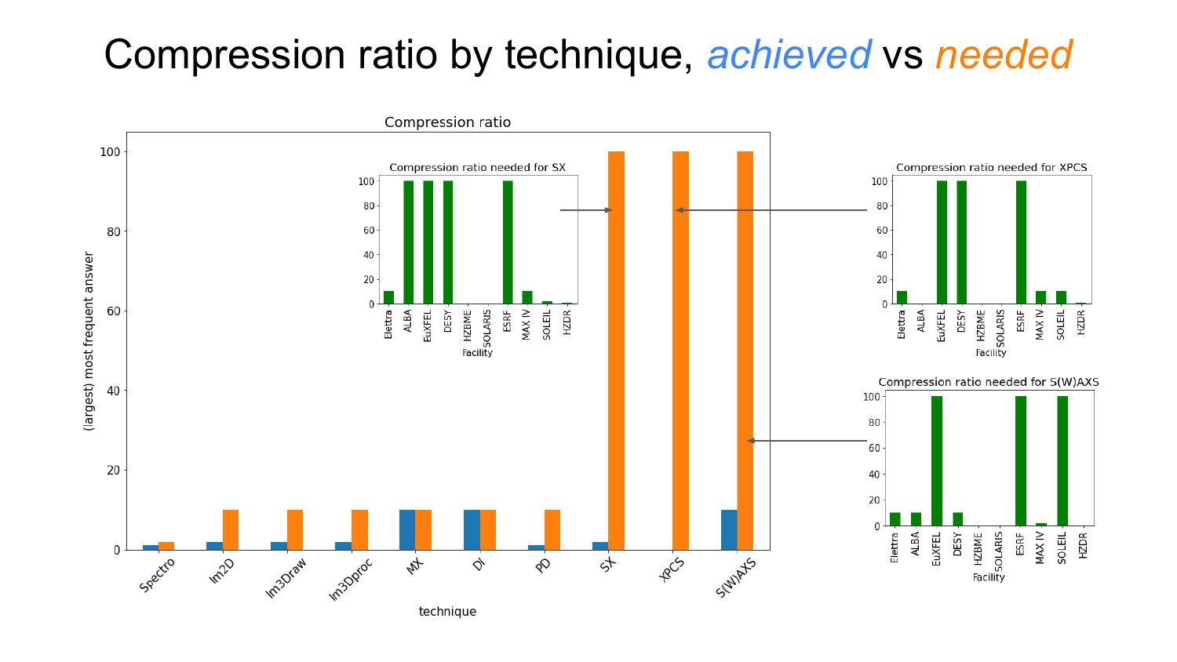# Compression ratio by technique, *achieved* vs *needed*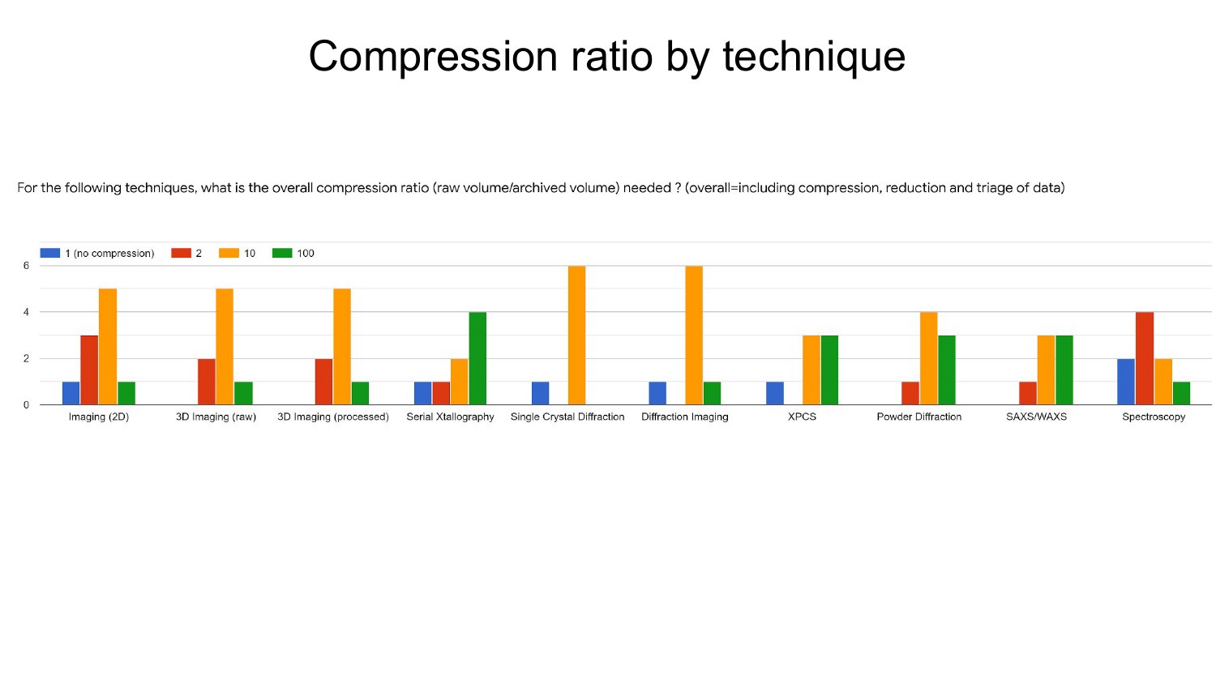# Compression ratio by technique

For the following techniques, what is the overall compression ratio (raw volume/archived volume) needed ? (overall=including compression, reduction and triage of data)

| Technique | 1 (no compression) | 2 | 10 | 100 |
| --- | --- | --- | --- | --- |
| Imaging (2D) | 1 | 3 | 5 | 1 |
| 3D Imaging (raw) | 0 | 2 | 5 | 1 |
| 3D Imaging (processed) | 0 | 2 | 5 | 1 |
| Serial Xtallography | 1 | 1 | 2 | 4 |
| Single Crystal Diffraction | 1 | 0 | 6 | 0 |
| Diffraction Imaging | 1 | 0 | 6 | 1 |
| XPCS | 1 | 0 | 3 | 3 |
| Powder Diffraction | 0 | 1 | 4 | 3 |
| SAXS/WAXS | 0 | 1 | 3 | 3 |
| Spectroscopy | 2 | 4 | 2 | 1 |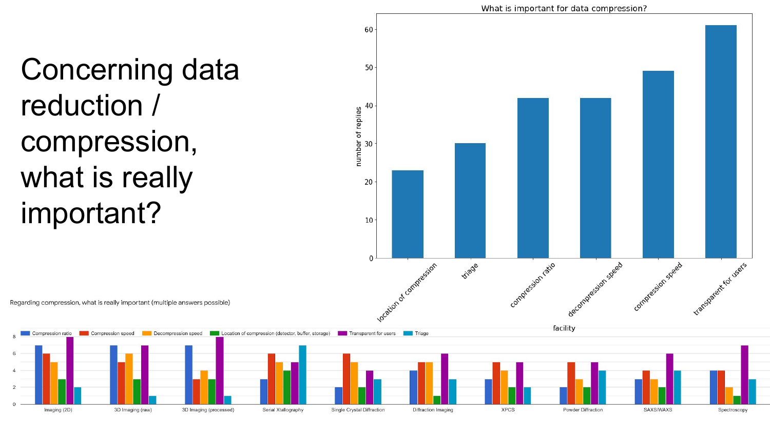# Concerning data reduction / compression, what is really important?

**What is important for data compression?**

| facility | number of replies |
|---|---|
| location of compression | 23 |
| triage | 30 |
| compression ratio | 42 |
| decompression speed | 42 |
| compression speed | 49 |
| transparent for users | 61 |

**Regarding compression, what is really important (multiple answers possible)**

| | Compression ratio | Compression speed | Decompression speed | Location of compression (detector, buffer, storage) | Transparent for users | Triage |
|---|---|---|---|---|---|---|
| Imaging (2D) | 7 | 6 | 5 | 3 | 8 | 2 |
| 3D Imaging (raw) | 7 | 5 | 6 | 3 | 7 | 1 |
| 3D Imaging (processed) | 7 | 3 | 4 | 3 | 8 | 1 |
| Serial Xtallography | 3 | 6 | 5 | 4 | 5 | 7 |
| Single Crystal Diffraction | 2 | 6 | 5 | 2 | 4 | 3 |
| Diffraction Imaging | 4 | 5 | 5 | 1 | 6 | 3 |
| XPCS | 3 | 5 | 4 | 2 | 5 | 2 |
| Powder Diffraction | 2 | 5 | 3 | 2 | 5 | 4 |
| SAXS/WAXS | 3 | 4 | 3 | 2 | 6 | 4 |
| Spectroscopy | 4 | 4 | 2 | 1 | 7 | 3 |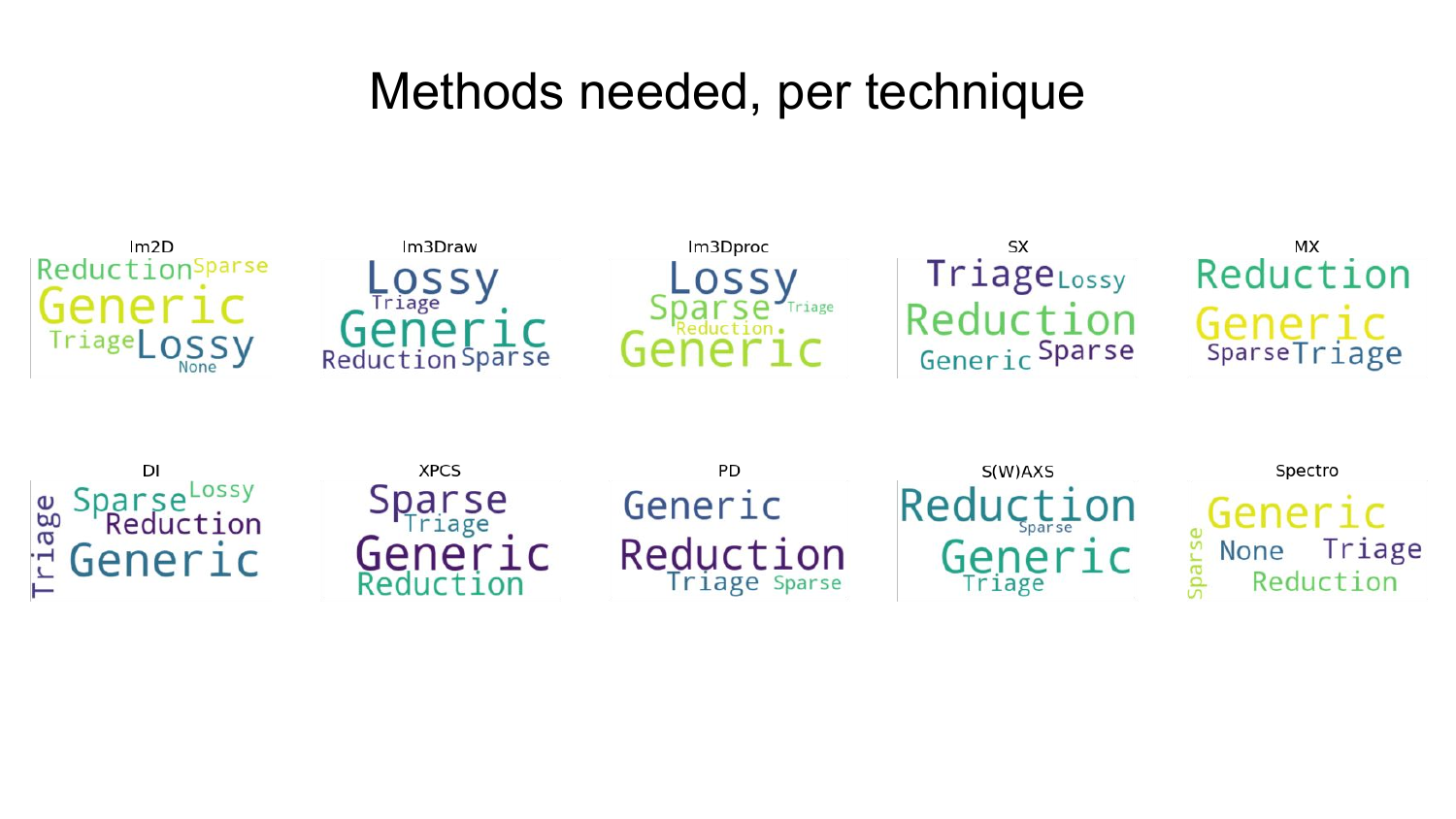# Methods needed, per technique

**Im2D**
Reduction Sparse
Generic
Triage Lossy
None

**Im3Draw**
Lossy
Triage
Generic
Reduction Sparse

**Im3Dproc**
Lossy
Sparse Triage
Reduction
Generic

**SX**
Triage Lossy
Reduction
Generic Sparse

**MX**
Reduction
Generic
Sparse Triage

**DI**
Triage
Sparse Lossy
Reduction
Generic

**XPCS**
Sparse
Triage
Generic
Reduction

**PD**
Generic
Reduction
Triage Sparse

**S(W)AXS**
Reduction
Sparse
Generic
Triage

**Spectro**
Sparse
Generic
None Triage
Reduction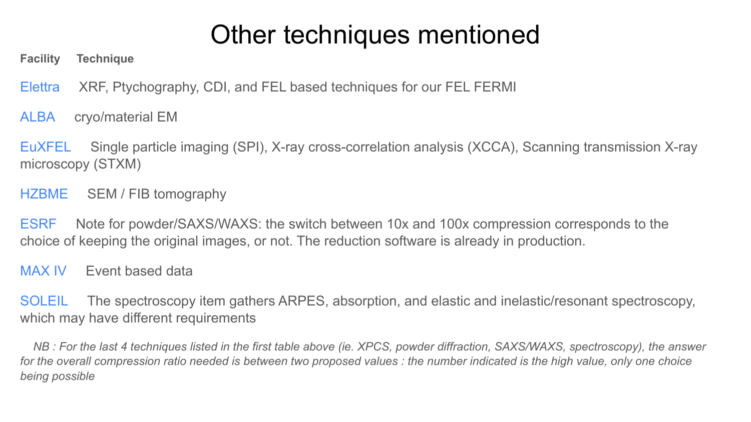# Other techniques mentioned

| Facility | Technique |
| --- | --- |
| Elettra | XRF, Ptychography, CDI, and FEL based techniques for our FEL FERMI |
| ALBA | cryo/material EM |
| EuXFEL | Single particle imaging (SPI), X-ray cross-correlation analysis (XCCA), Scanning transmission X-ray microscopy (STXM) |
| HZBME | SEM / FIB tomography |
| ESRF | Note for powder/SAXS/WAXS: the switch between 10x and 100x compression corresponds to the choice of keeping the original images, or not. The reduction software is already in production. |
| MAX IV | Event based data |
| SOLEIL | The spectroscopy item gathers ARPES, absorption, and elastic and inelastic/resonant spectroscopy, which may have different requirements |

*NB : For the last 4 techniques listed in the first table above (ie. XPCS, powder diffraction, SAXS/WAXS, spectroscopy), the answer for the overall compression ratio needed is between two proposed values : the number indicated is the high value, only one choice being possible*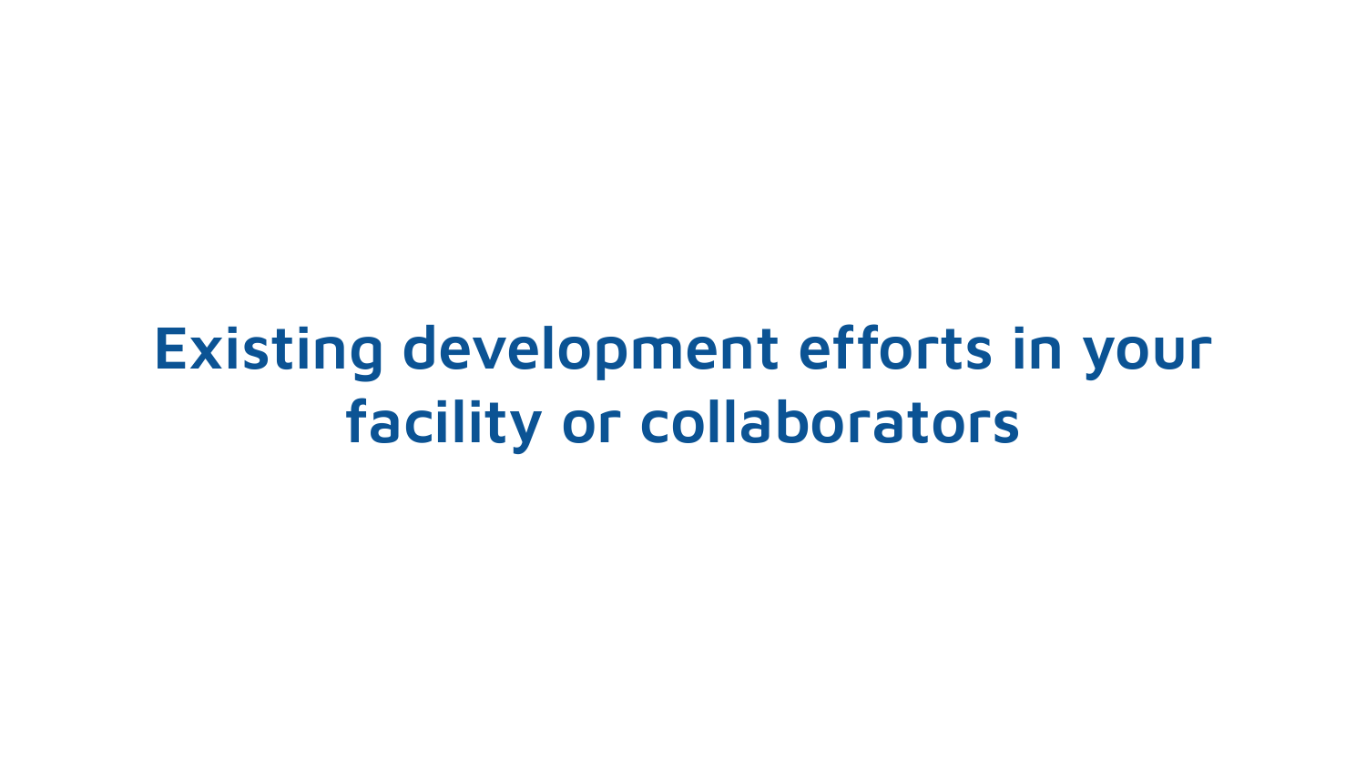# Existing development efforts in your facility or collaborators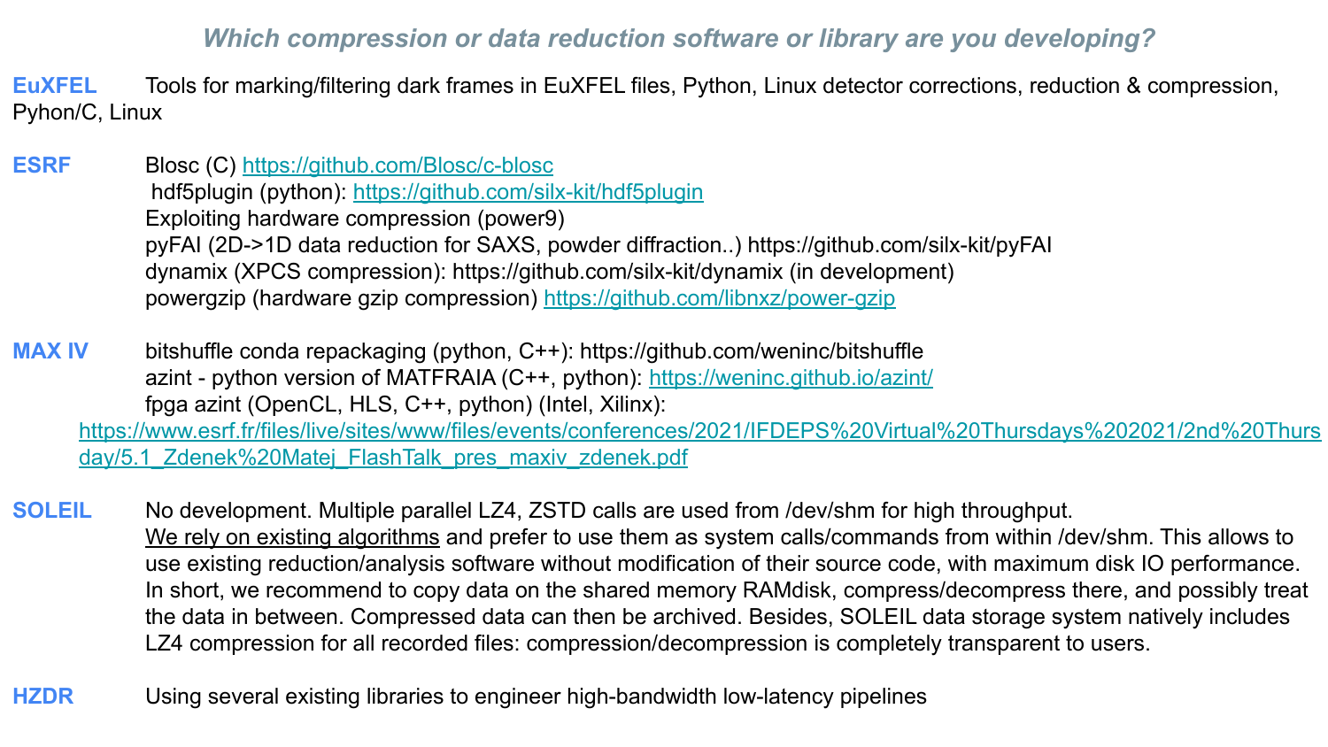## *Which compression or data reduction software or library are you developing?*

**EuXFEL** Tools for marking/filtering dark frames in EuXFEL files, Python, Linux detector corrections, reduction & compression, Pyhon/C, Linux

**ESRF**

- Blosc (C) https://github.com/Blosc/c-blosc
- hdf5plugin (python): https://github.com/silx-kit/hdf5plugin
- Exploiting hardware compression (power9)
- pyFAI (2D->1D data reduction for SAXS, powder diffraction..) https://github.com/silx-kit/pyFAI
- dynamix (XPCS compression): https://github.com/silx-kit/dynamix (in development)
- powergzip (hardware gzip compression) https://github.com/libnxz/power-gzip

**MAX IV**

- bitshuffle conda repackaging (python, C++): https://github.com/weninc/bitshuffle
- azint - python version of MATFRAIA (C++, python): https://weninc.github.io/azint/
- fpga azint (OpenCL, HLS, C++, python) (Intel, Xilinx): https://www.esrf.fr/files/live/sites/www/files/events/conferences/2021/IFDEPS%20Virtual%20Thursdays%202021/2nd%20Thursday/5.1_Zdenek%20Matej_FlashTalk_pres_maxiv_zdenek.pdf

**SOLEIL** No development. Multiple parallel LZ4, ZSTD calls are used from /dev/shm for high throughput.
We rely on existing algorithms and prefer to use them as system calls/commands from within /dev/shm. This allows to use existing reduction/analysis software without modification of their source code, with maximum disk IO performance. In short, we recommend to copy data on the shared memory RAMdisk, compress/decompress there, and possibly treat the data in between. Compressed data can then be archived. Besides, SOLEIL data storage system natively includes LZ4 compression for all recorded files: compression/decompression is completely transparent to users.

**HZDR** Using several existing libraries to engineer high-bandwidth low-latency pipelines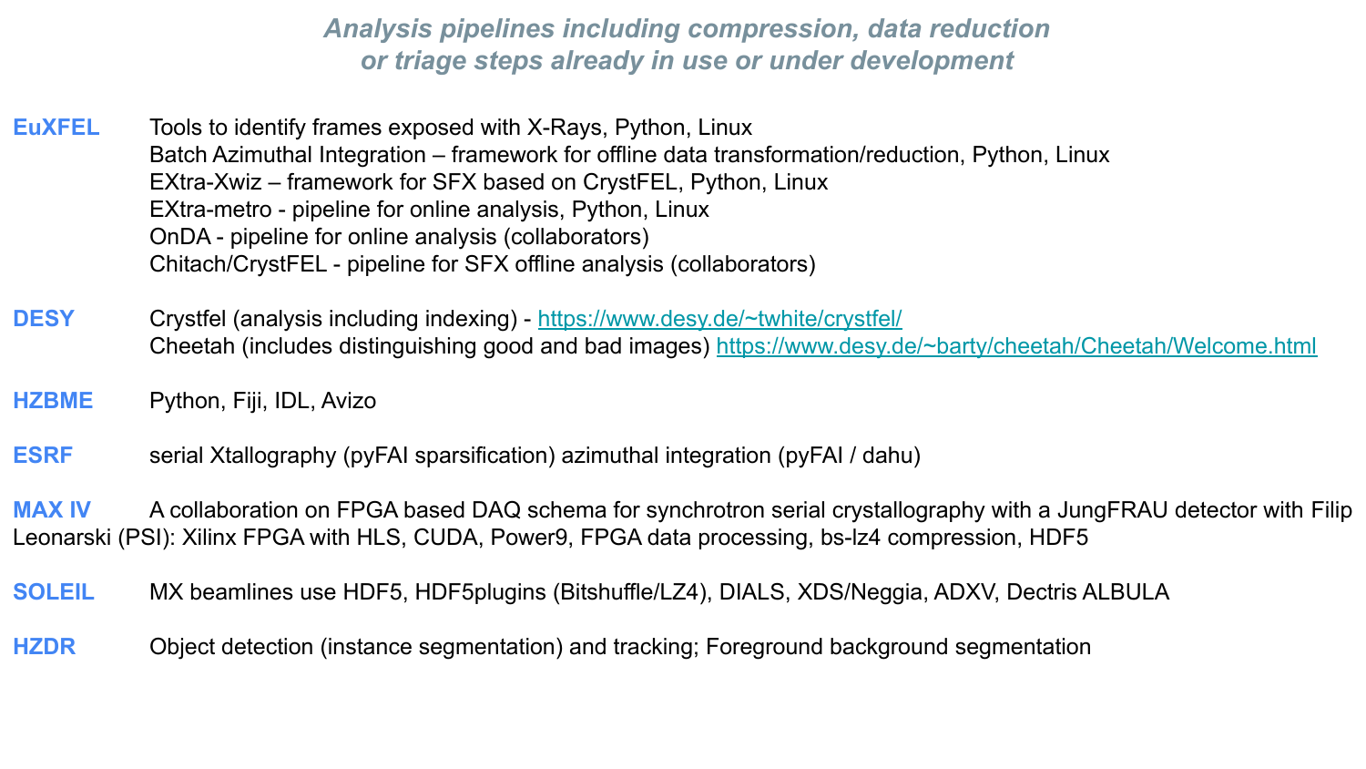# *Analysis pipelines including compression, data reduction or triage steps already in use or under development*

**EuXFEL**
- Tools to identify frames exposed with X-Rays, Python, Linux
- Batch Azimuthal Integration – framework for offline data transformation/reduction, Python, Linux
- EXtra-Xwiz – framework for SFX based on CrystFEL, Python, Linux
- EXtra-metro - pipeline for online analysis, Python, Linux
- OnDA - pipeline for online analysis (collaborators)
- Chitach/CrystFEL - pipeline for SFX offline analysis (collaborators)

**DESY**
- Crystfel (analysis including indexing) - [https://www.desy.de/~twhite/crystfel/](https://www.desy.de/~twhite/crystfel/)
- Cheetah (includes distinguishing good and bad images) [https://www.desy.de/~barty/cheetah/Cheetah/Welcome.html](https://www.desy.de/~barty/cheetah/Cheetah/Welcome.html)

**HZBME** Python, Fiji, IDL, Avizo

**ESRF** serial Xtallography (pyFAI sparsification) azimuthal integration (pyFAI / dahu)

**MAX IV** A collaboration on FPGA based DAQ schema for synchrotron serial crystallography with a JungFRAU detector with Filip Leonarski (PSI): Xilinx FPGA with HLS, CUDA, Power9, FPGA data processing, bs-lz4 compression, HDF5

**SOLEIL** MX beamlines use HDF5, HDF5plugins (Bitshuffle/LZ4), DIALS, XDS/Neggia, ADXV, Dectris ALBULA

**HZDR** Object detection (instance segmentation) and tracking; Foreground background segmentation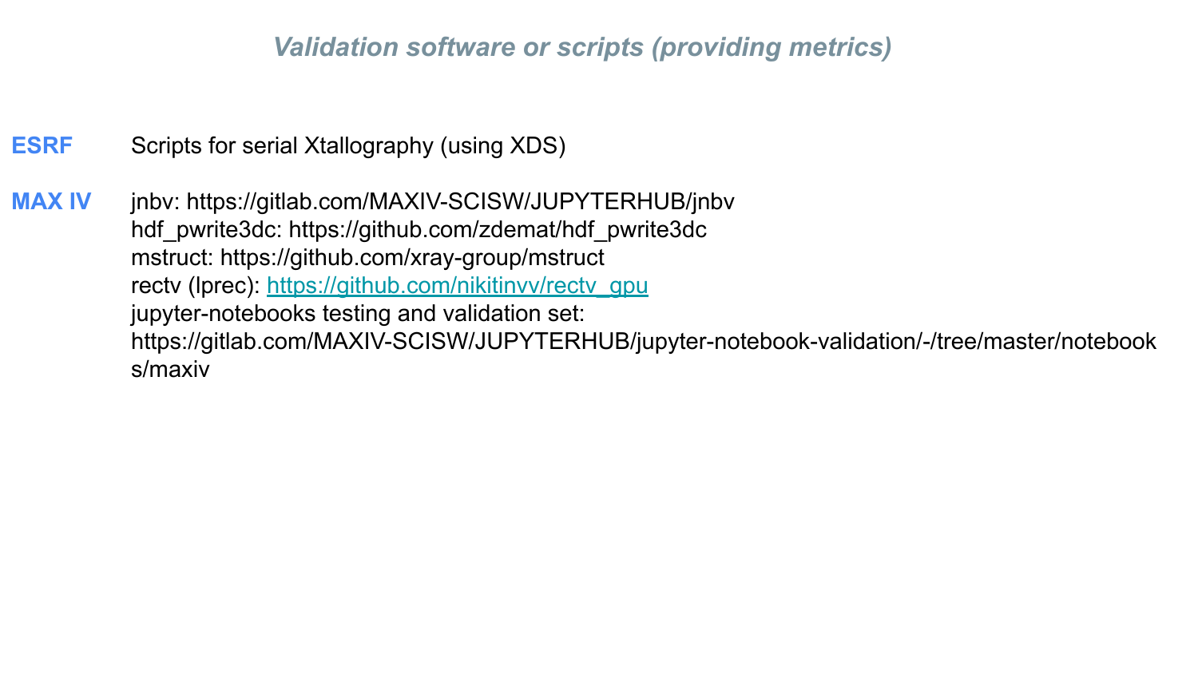# *Validation software or scripts (providing metrics)*

**ESRF** Scripts for serial Xtallography (using XDS)

**MAX IV**

jnbv: https://gitlab.com/MAXIV-SCISW/JUPYTERHUB/jnbv
hdf_pwrite3dc: https://github.com/zdemat/hdf_pwrite3dc
mstruct: https://github.com/xray-group/mstruct
rectv (lprec): [https://github.com/nikitinvv/rectv_gpu](https://github.com/nikitinvv/rectv_gpu)
jupyter-notebooks testing and validation set:
https://gitlab.com/MAXIV-SCISW/JUPYTERHUB/jupyter-notebook-validation/-/tree/master/notebooks/maxiv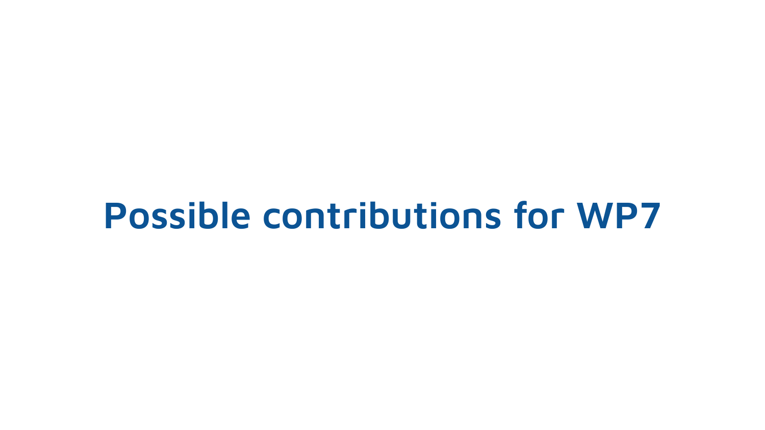# Possible contributions for WP7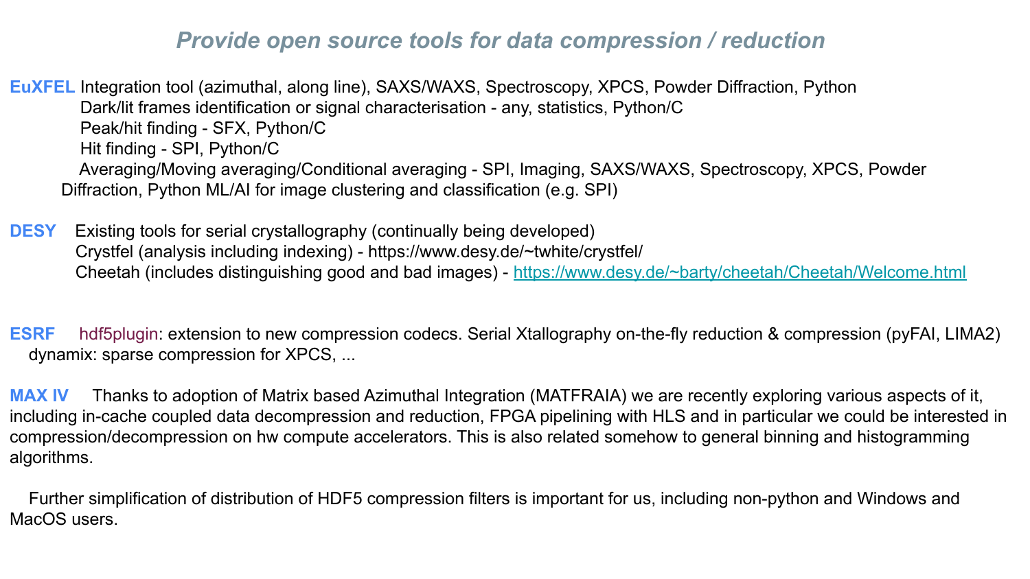## *Provide open source tools for data compression / reduction*

**EuXFEL** Integration tool (azimuthal, along line), SAXS/WAXS, Spectroscopy, XPCS, Powder Diffraction, Python
Dark/lit frames identification or signal characterisation - any, statistics, Python/C
Peak/hit finding - SFX, Python/C
Hit finding - SPI, Python/C
Averaging/Moving averaging/Conditional averaging - SPI, Imaging, SAXS/WAXS, Spectroscopy, XPCS, Powder Diffraction, Python ML/AI for image clustering and classification (e.g. SPI)

**DESY** Existing tools for serial crystallography (continually being developed)
Crystfel (analysis including indexing) - https://www.desy.de/~twhite/crystfel/
Cheetah (includes distinguishing good and bad images) - [https://www.desy.de/~barty/cheetah/Cheetah/Welcome.html](https://www.desy.de/~barty/cheetah/Cheetah/Welcome.html)

**ESRF** hdf5plugin: extension to new compression codecs. Serial Xtallography on-the-fly reduction & compression (pyFAI, LIMA2)
dynamix: sparse compression for XPCS, ...

**MAX IV** Thanks to adoption of Matrix based Azimuthal Integration (MATFRAIA) we are recently exploring various aspects of it, including in-cache coupled data decompression and reduction, FPGA pipelining with HLS and in particular we could be interested in compression/decompression on hw compute accelerators. This is also related somehow to general binning and histogramming algorithms.

Further simplification of distribution of HDF5 compression filters is important for us, including non-python and Windows and MacOS users.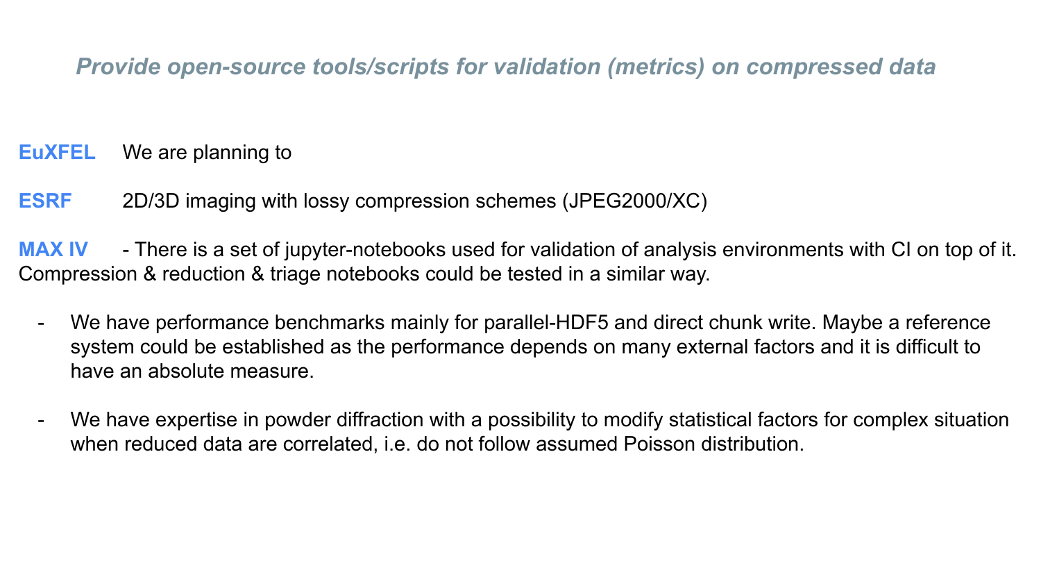## *Provide open-source tools/scripts for validation (metrics) on compressed data*

**EuXFEL** We are planning to

**ESRF** 2D/3D imaging with lossy compression schemes (JPEG2000/XC)

**MAX IV** - There is a set of jupyter-notebooks used for validation of analysis environments with CI on top of it. Compression & reduction & triage notebooks could be tested in a similar way.

- We have performance benchmarks mainly for parallel-HDF5 and direct chunk write. Maybe a reference system could be established as the performance depends on many external factors and it is difficult to have an absolute measure.

- We have expertise in powder diffraction with a possibility to modify statistical factors for complex situation when reduced data are correlated, i.e. do not follow assumed Poisson distribution.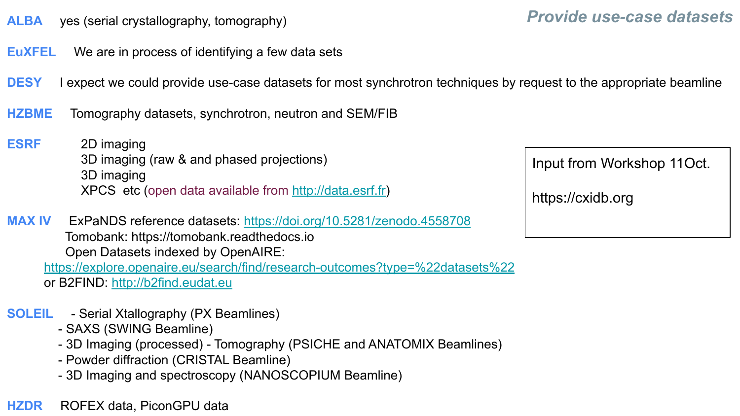## *Provide use-case datasets*

**ALBA** yes (serial crystallography, tomography)

**EuXFEL** We are in process of identifying a few data sets

**DESY** I expect we could provide use-case datasets for most synchrotron techniques by request to the appropriate beamline

**HZBME** Tomography datasets, synchrotron, neutron and SEM/FIB

**ESRF**
- 2D imaging
- 3D imaging (raw & and phased projections)
- 3D imaging
- XPCS etc (open data available from http://data.esrf.fr)

**MAX IV** ExPaNDS reference datasets: https://doi.org/10.5281/zenodo.4558708
Tomobank: https://tomobank.readthedocs.io
Open Datasets indexed by OpenAIRE:
https://explore.openaire.eu/search/find/research-outcomes?type=%22datasets%22
or B2FIND: http://b2find.eudat.eu

**SOLEIL**
- Serial Xtallography (PX Beamlines)
- SAXS (SWING Beamline)
- 3D Imaging (processed) - Tomography (PSICHE and ANATOMIX Beamlines)
- Powder diffraction (CRISTAL Beamline)
- 3D Imaging and spectroscopy (NANOSCOPIUM Beamline)

**HZDR** ROFEX data, PiconGPU data

Input from Workshop 11Oct.

https://cxidb.org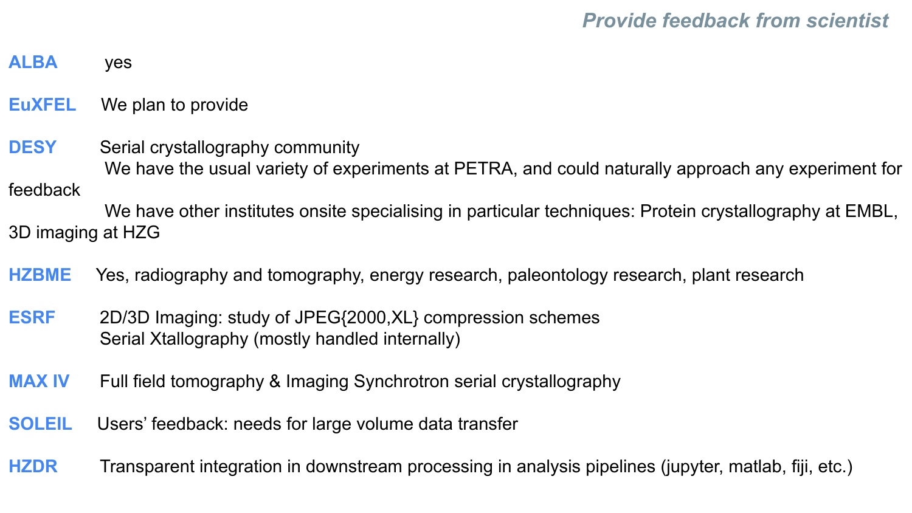## *Provide feedback from scientist*

**ALBA** yes

**EuXFEL** We plan to provide

**DESY** Serial crystallography community
We have the usual variety of experiments at PETRA, and could naturally approach any experiment for feedback
We have other institutes onsite specialising in particular techniques: Protein crystallography at EMBL, 3D imaging at HZG

**HZBME** Yes, radiography and tomography, energy research, paleontology research, plant research

**ESRF** 2D/3D Imaging: study of JPEG{2000,XL} compression schemes
Serial Xtallography (mostly handled internally)

**MAX IV** Full field tomography & Imaging Synchrotron serial crystallography

**SOLEIL** Users' feedback: needs for large volume data transfer

**HZDR** Transparent integration in downstream processing in analysis pipelines (jupyter, matlab, fiji, etc.)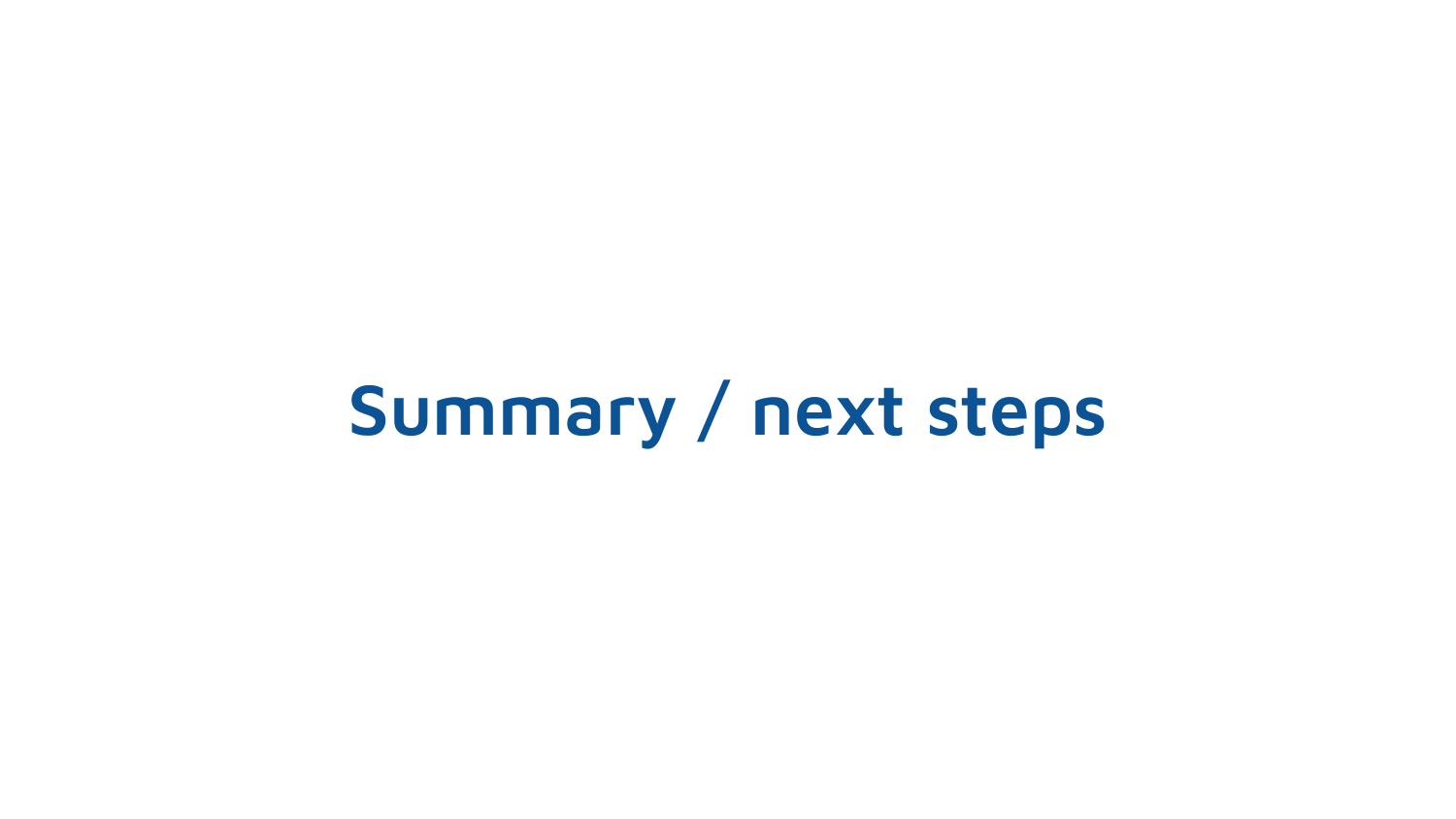# Summary / next steps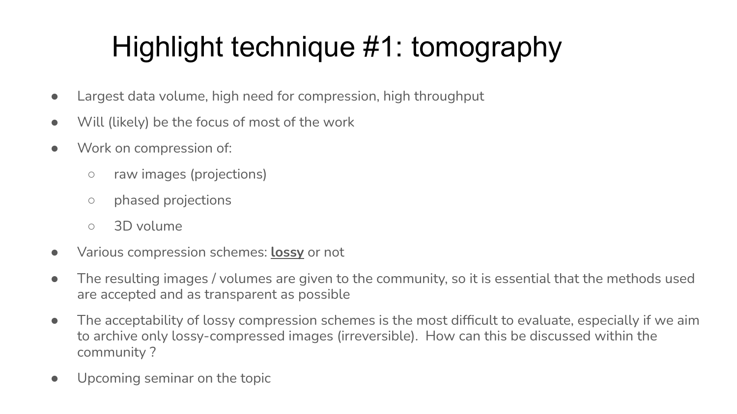# Highlight technique #1: tomography

- Largest data volume, high need for compression, high throughput
- Will (likely) be the focus of most of the work
- Work on compression of:
  - raw images (projections)
  - phased projections
  - 3D volume
- Various compression schemes: **lossy** or not
- The resulting images / volumes are given to the community, so it is essential that the methods used are accepted and as transparent as possible
- The acceptability of lossy compression schemes is the most difficult to evaluate, especially if we aim to archive only lossy-compressed images (irreversible). How can this be discussed within the community ?
- Upcoming seminar on the topic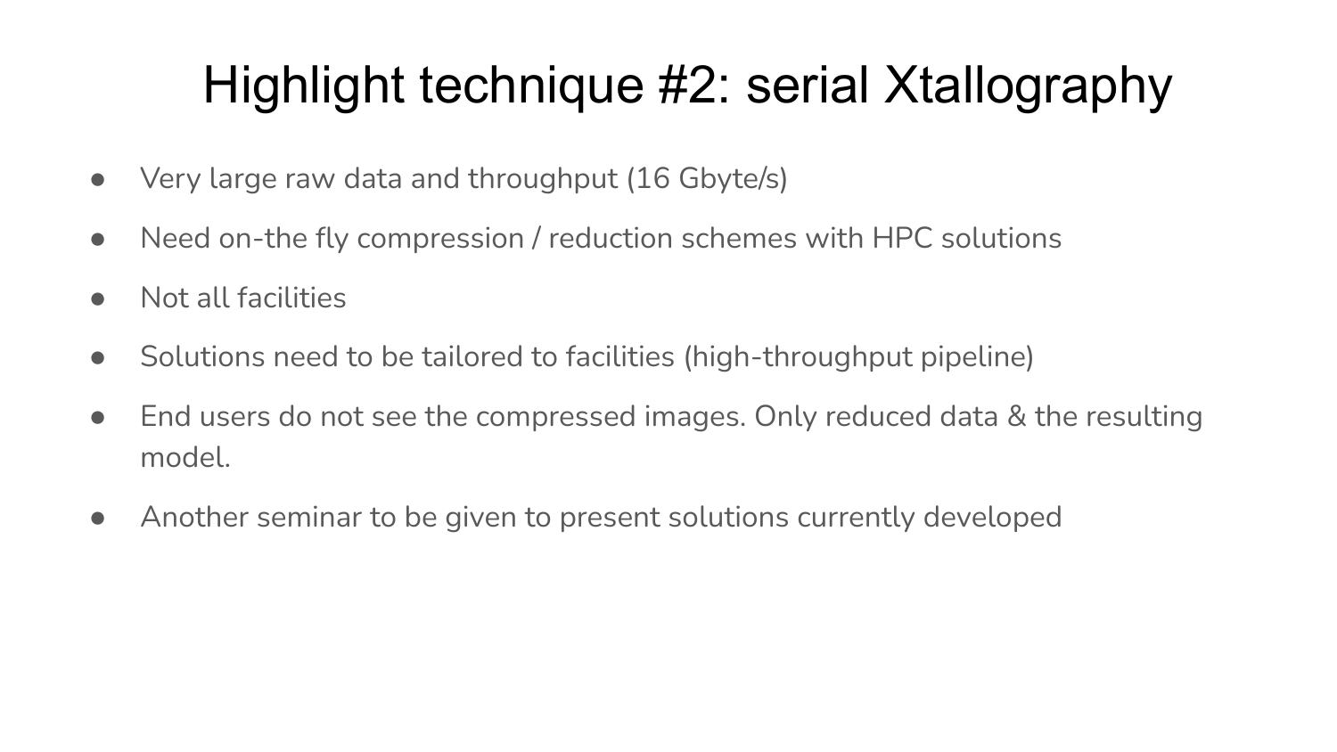# Highlight technique #2: serial Xtallography

- Very large raw data and throughput (16 Gbyte/s)
- Need on-the fly compression / reduction schemes with HPC solutions
- Not all facilities
- Solutions need to be tailored to facilities (high-throughput pipeline)
- End users do not see the compressed images. Only reduced data & the resulting model.
- Another seminar to be given to present solutions currently developed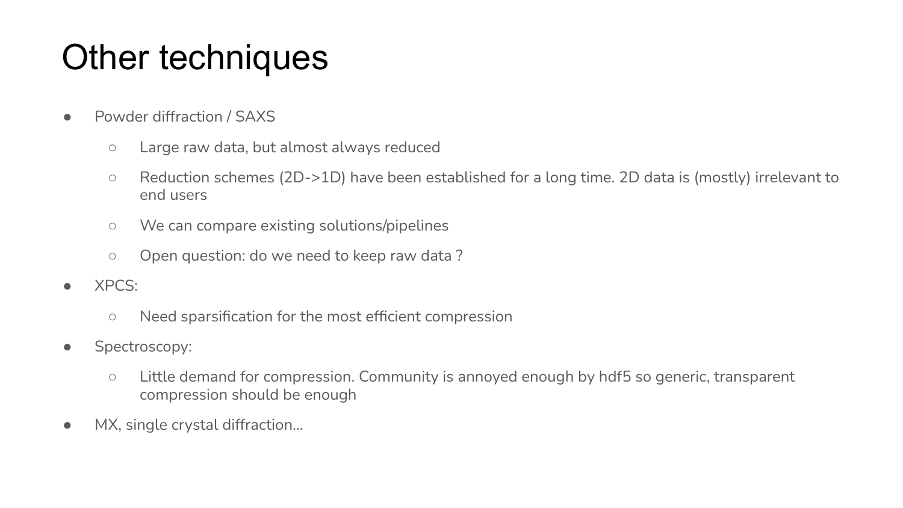# Other techniques

- Powder diffraction / SAXS
  - Large raw data, but almost always reduced
  - Reduction schemes (2D->1D) have been established for a long time. 2D data is (mostly) irrelevant to end users
  - We can compare existing solutions/pipelines
  - Open question: do we need to keep raw data ?
- XPCS:
  - Need sparsification for the most efficient compression
- Spectroscopy:
  - Little demand for compression. Community is annoyed enough by hdf5 so generic, transparent compression should be enough
- MX, single crystal diffraction…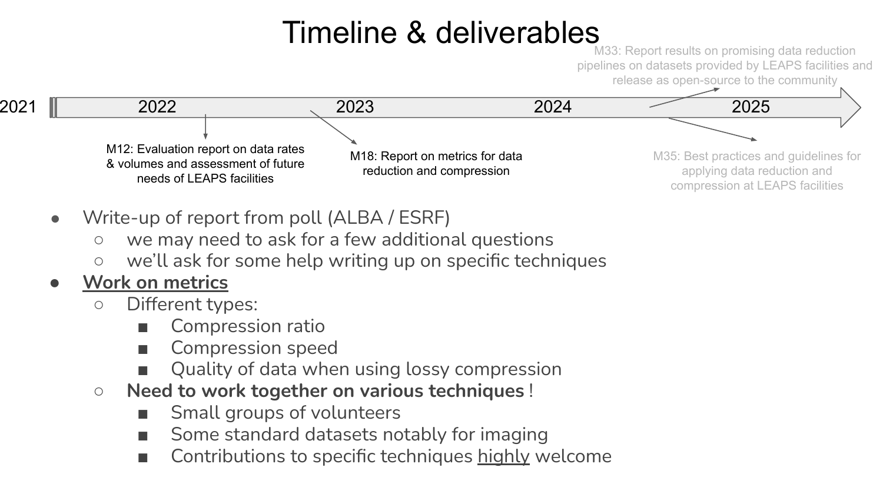# Timeline & deliverables

2021

2022

2023

2024

2025

M12: Evaluation report on data rates & volumes and assessment of future needs of LEAPS facilities

M18: Report on metrics for data reduction and compression

M33: Report results on promising data reduction pipelines on datasets provided by LEAPS facilities and release as open-source to the community

M35: Best practices and guidelines for applying data reduction and compression at LEAPS facilities

- Write-up of report from poll (ALBA / ESRF)
  - we may need to ask for a few additional questions
  - we'll ask for some help writing up on specific techniques
- **Work on metrics**
  - Different types:
    - Compression ratio
    - Compression speed
    - Quality of data when using lossy compression
  - **Need to work together on various techniques** !
    - Small groups of volunteers
    - Some standard datasets notably for imaging
    - Contributions to specific techniques highly welcome